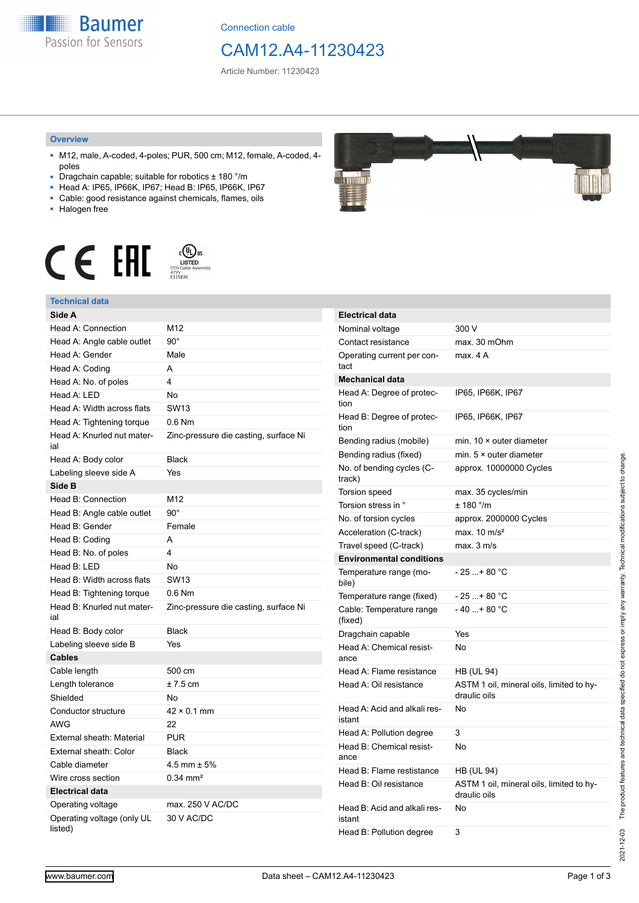Connection cable

# CAM12.A4-11230423

Article Number: 11230423

## Overview

- M12, male, A-coded, 4-poles; PUR, 500 cm; M12, female, A-coded, 4-poles
- Dragchain capable; suitable for robotics ± 180 °/m
- Head A: IP65, IP66K, IP67; Head B: IP65, IP66K, IP67
- Cable: good resistance against chemicals, flames, oils
- Halogen free

LISTED CYJV Cable Assembly 47YV E315836

## Technical data

| **Side A** | |
|---|---|
| Head A: Connection | M12 |
| Head A: Angle cable outlet | 90° |
| Head A: Gender | Male |
| Head A: Coding | A |
| Head A: No. of poles | 4 |
| Head A: LED | No |
| Head A: Width across flats | SW13 |
| Head A: Tightening torque | 0.6 Nm |
| Head A: Knurled nut material | Zinc-pressure die casting, surface Ni |
| Head A: Body color | Black |
| Labeling sleeve side A | Yes |
| **Side B** | |
| Head B: Connection | M12 |
| Head B: Angle cable outlet | 90° |
| Head B: Gender | Female |
| Head B: Coding | A |
| Head B: No. of poles | 4 |
| Head B: LED | No |
| Head B: Width across flats | SW13 |
| Head B: Tightening torque | 0.6 Nm |
| Head B: Knurled nut material | Zinc-pressure die casting, surface Ni |
| Head B: Body color | Black |
| Labeling sleeve side B | Yes |
| **Cables** | |
| Cable length | 500 cm |
| Length tolerance | ± 7.5 cm |
| Shielded | No |
| Conductor structure | 42 × 0.1 mm |
| AWG | 22 |
| External sheath: Material | PUR |
| External sheath: Color | Black |
| Cable diameter | 4.5 mm ± 5% |
| Wire cross section | 0.34 mm² |
| **Electrical data** | |
| Operating voltage | max. 250 V AC/DC |
| Operating voltage (only UL listed) | 30 V AC/DC |
| Nominal voltage | 300 V |
| Contact resistance | max. 30 mOhm |
| Operating current per contact | max. 4 A |
| **Mechanical data** | |
| Head A: Degree of protection | IP65, IP66K, IP67 |
| Head B: Degree of protection | IP65, IP66K, IP67 |
| Bending radius (mobile) | min. 10 × outer diameter |
| Bending radius (fixed) | min. 5 × outer diameter |
| No. of bending cycles (C-track) | approx. 10000000 Cycles |
| Torsion speed | max. 35 cycles/min |
| Torsion stress in ° | ± 180 °/m |
| No. of torsion cycles | approx. 2000000 Cycles |
| Acceleration (C-track) | max. 10 m/s² |
| Travel speed (C-track) | max. 3 m/s |
| **Environmental conditions** | |
| Temperature range (mobile) | - 25 ...+ 80 °C |
| Temperature range (fixed) | - 25 ...+ 80 °C |
| Cable: Temperature range (fixed) | - 40 ...+ 80 °C |
| Dragchain capable | Yes |
| Head A: Chemical resistance | No |
| Head A: Flame resistance | HB (UL 94) |
| Head A: Oil resistance | ASTM 1 oil, mineral oils, limited to hydraulic oils |
| Head A: Acid and alkali resistant | No |
| Head A: Pollution degree | 3 |
| Head B: Chemical resistance | No |
| Head B: Flame resistance | HB (UL 94) |
| Head B: Oil resistance | ASTM 1 oil, mineral oils, limited to hydraulic oils |
| Head B: Acid and alkali resistant | No |
| Head B: Pollution degree | 3 |

2021-12-03 The product features and technical data specified do not express or imply any warranty. Technical modifications subject to change.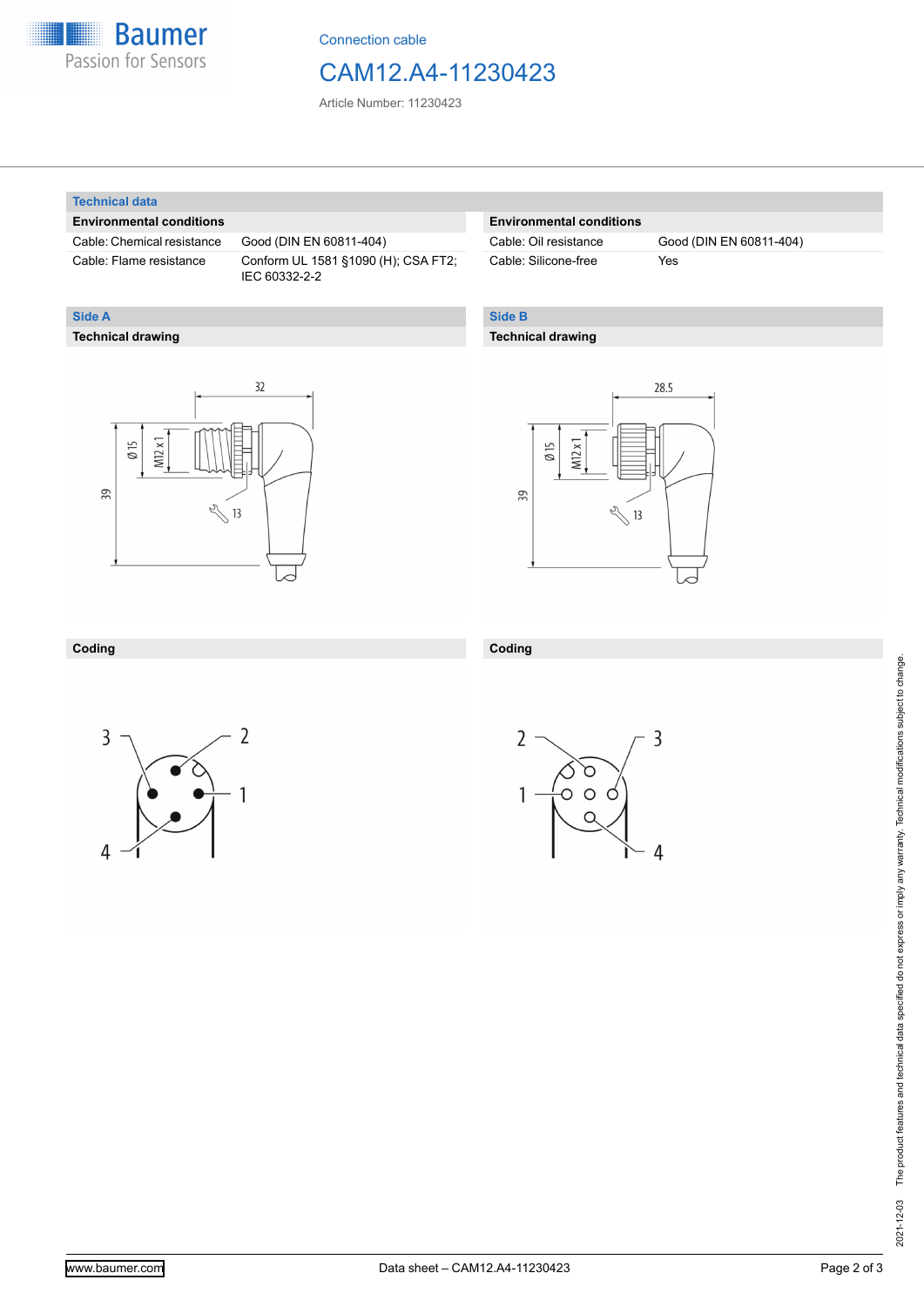## Technical data

| Environmental conditions | |
|---|---|
| Cable: Chemical resistance | Good (DIN EN 60811-404) |
| Cable: Flame resistance | Conform UL 1581 §1090 (H); CSA FT2; IEC 60332-2-2 |

| Environmental conditions | |
|---|---|
| Cable: Oil resistance | Good (DIN EN 60811-404) |
| Cable: Silicone-free | Yes |

## Side A

### Technical drawing

### Coding

## Side B

### Technical drawing

### Coding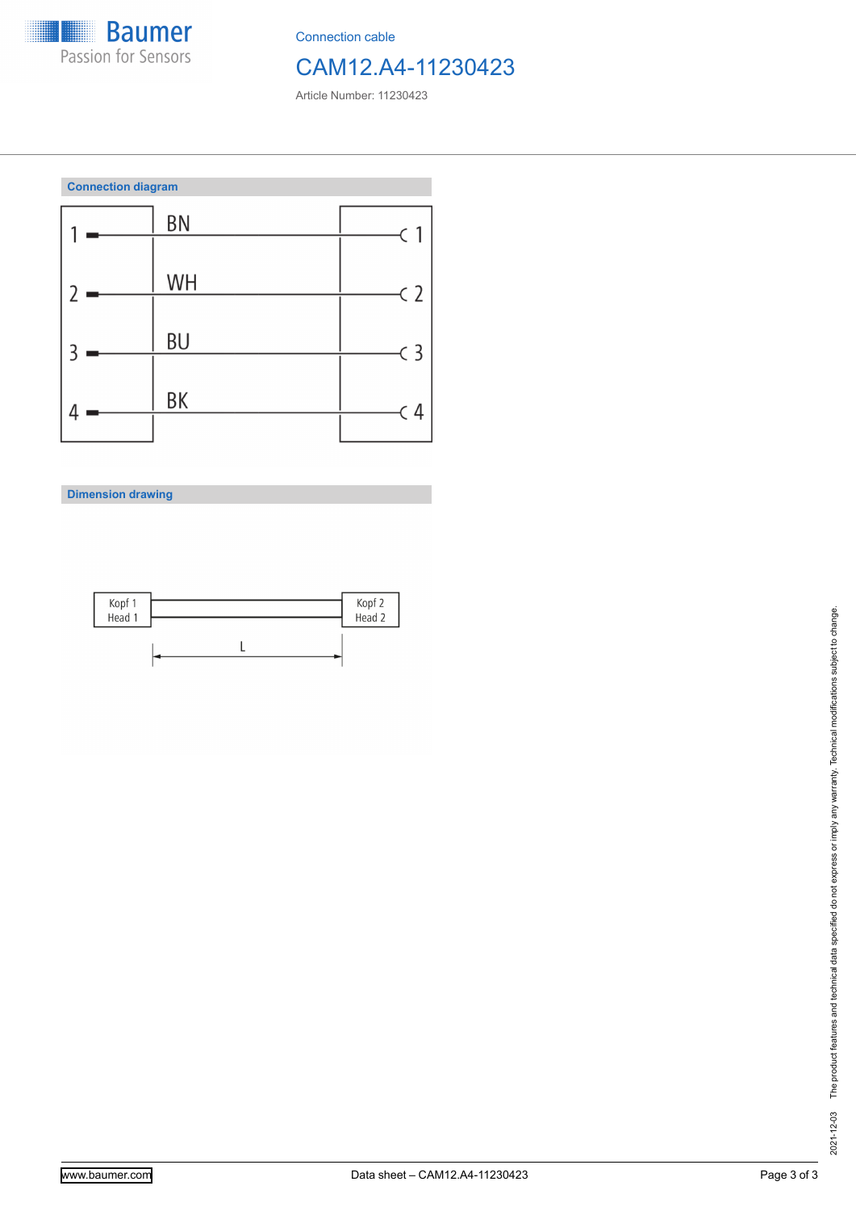Connection cable

# CAM12.A4-11230423

Article Number: 11230423

## Connection diagram

1 BN 1

2 WH 2

3 BU 3

4 BK 4

## Dimension drawing

Kopf 1
Head 1

Kopf 2
Head 2

L

The product features and technical data specified do not express or imply any warranty. Technical modifications subject to change.

2021-12-03